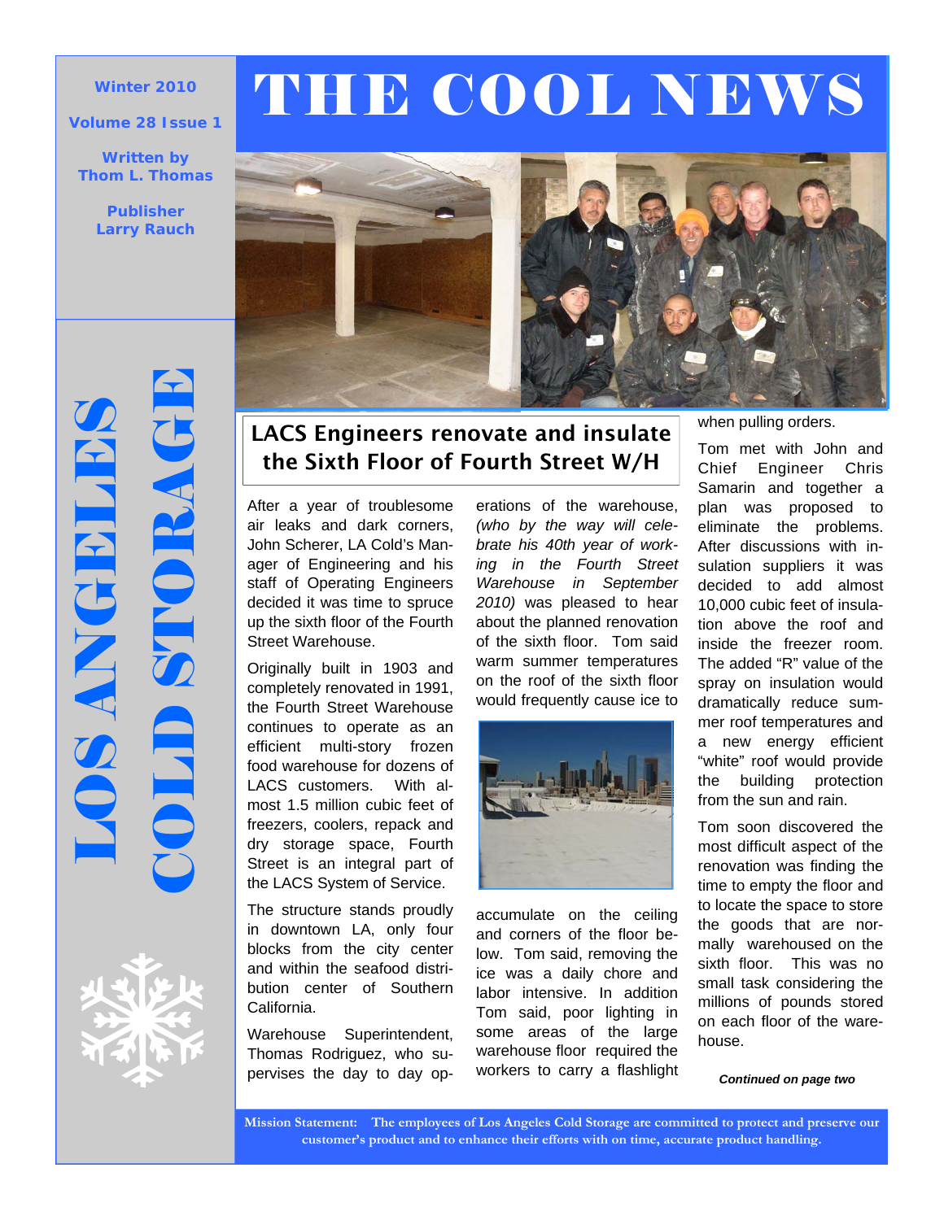# THE COOL NEWS

Winter 2010

Volume 28 Issue 1

Written by Thom L. Thomas

Publisher Larry Rauch

LOS ANGELES COLD STORAGE

## LACS Engineers renovate and insulate the Sixth Floor of Fourth Street W/H

After a year of troublesome air leaks and dark corners, John Scherer, LA Cold's Manager of Engineering and his staff of Operating Engineers decided it was time to spruce up the sixth floor of the Fourth Street Warehouse.

Originally built in 1903 and completely renovated in 1991, the Fourth Street Warehouse continues to operate as an efficient multi-story frozen food warehouse for dozens of LACS customers. With almost 1.5 million cubic feet of freezers, coolers, repack and dry storage space, Fourth Street is an integral part of the LACS System of Service.

The structure stands proudly in downtown LA, only four blocks from the city center and within the seafood distribution center of Southern California.

Warehouse Superintendent, Thomas Rodriguez, who supervises the day to day operations of the warehouse, *(who by the way will celebrate his 40th year of working in the Fourth Street Warehouse in September 2010)* was pleased to hear about the planned renovation of the sixth floor. Tom said warm summer temperatures on the roof of the sixth floor would frequently cause ice to accumulate on the ceiling and corners of the floor below. Tom said, removing the ice was a daily chore and labor intensive. In addition Tom said, poor lighting in some areas of the large warehouse floor required the workers to carry a flashlight when pulling orders.

Tom met with John and Chief Engineer Chris Samarin and together a plan was proposed to eliminate the problems. After discussions with insulation suppliers it was decided to add almost 10,000 cubic feet of insulation above the roof and inside the freezer room. The added "R" value of the spray on insulation would dramatically reduce summer roof temperatures and a new energy efficient "white" roof would provide the building protection from the sun and rain.

Tom soon discovered the most difficult aspect of the renovation was finding the time to empty the floor and to locate the space to store the goods that are normally warehoused on the sixth floor. This was no small task considering the millions of pounds stored on each floor of the warehouse.

***Continued on page two***

**Mission Statement: The employees of Los Angeles Cold Storage are committed to protect and preserve our customer's product and to enhance their efforts with on time, accurate product handling.**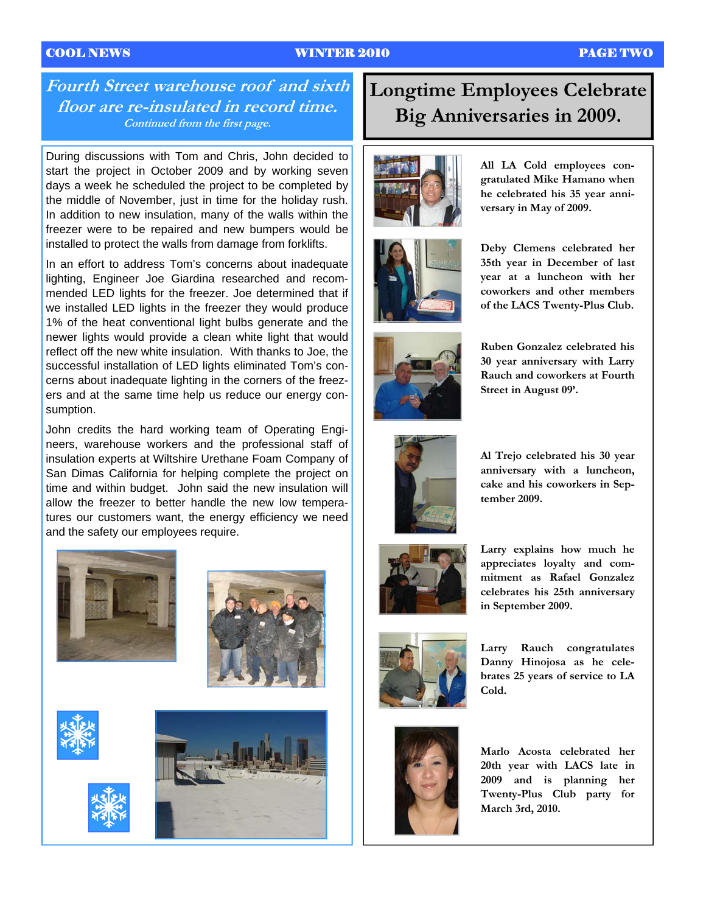## Fourth Street warehouse roof and sixth floor are re-insulated in record time.

*Continued from the first page.*

During discussions with Tom and Chris, John decided to start the project in October 2009 and by working seven days a week he scheduled the project to be completed by the middle of November, just in time for the holiday rush. In addition to new insulation, many of the walls within the freezer were to be repaired and new bumpers would be installed to protect the walls from damage from forklifts.

In an effort to address Tom's concerns about inadequate lighting, Engineer Joe Giardina researched and recommended LED lights for the freezer. Joe determined that if we installed LED lights in the freezer they would produce 1% of the heat conventional light bulbs generate and the newer lights would provide a clean white light that would reflect off the new white insulation. With thanks to Joe, the successful installation of LED lights eliminated Tom's concerns about inadequate lighting in the corners of the freezers and at the same time help us reduce our energy consumption.

John credits the hard working team of Operating Engineers, warehouse workers and the professional staff of insulation experts at Wiltshire Urethane Foam Company of San Dimas California for helping complete the project on time and within budget. John said the new insulation will allow the freezer to better handle the new low temperatures our customers want, the energy efficiency we need and the safety our employees require.

## Longtime Employees Celebrate Big Anniversaries in 2009.

**All LA Cold employees congratulated Mike Hamano when he celebrated his 35 year anniversary in May of 2009.**

**Deby Clemens celebrated her 35th year in December of last year at a luncheon with her coworkers and other members of the LACS Twenty-Plus Club.**

**Ruben Gonzalez celebrated his 30 year anniversary with Larry Rauch and coworkers at Fourth Street in August 09'.**

**Al Trejo celebrated his 30 year anniversary with a luncheon, cake and his coworkers in September 2009.**

**Larry explains how much he appreciates loyalty and commitment as Rafael Gonzalez celebrates his 25th anniversary in September 2009.**

**Larry Rauch congratulates Danny Hinojosa as he celebrates 25 years of service to LA Cold.**

**Marlo Acosta celebrated her 20th year with LACS late in 2009 and is planning her Twenty-Plus Club party for March 3rd, 2010.**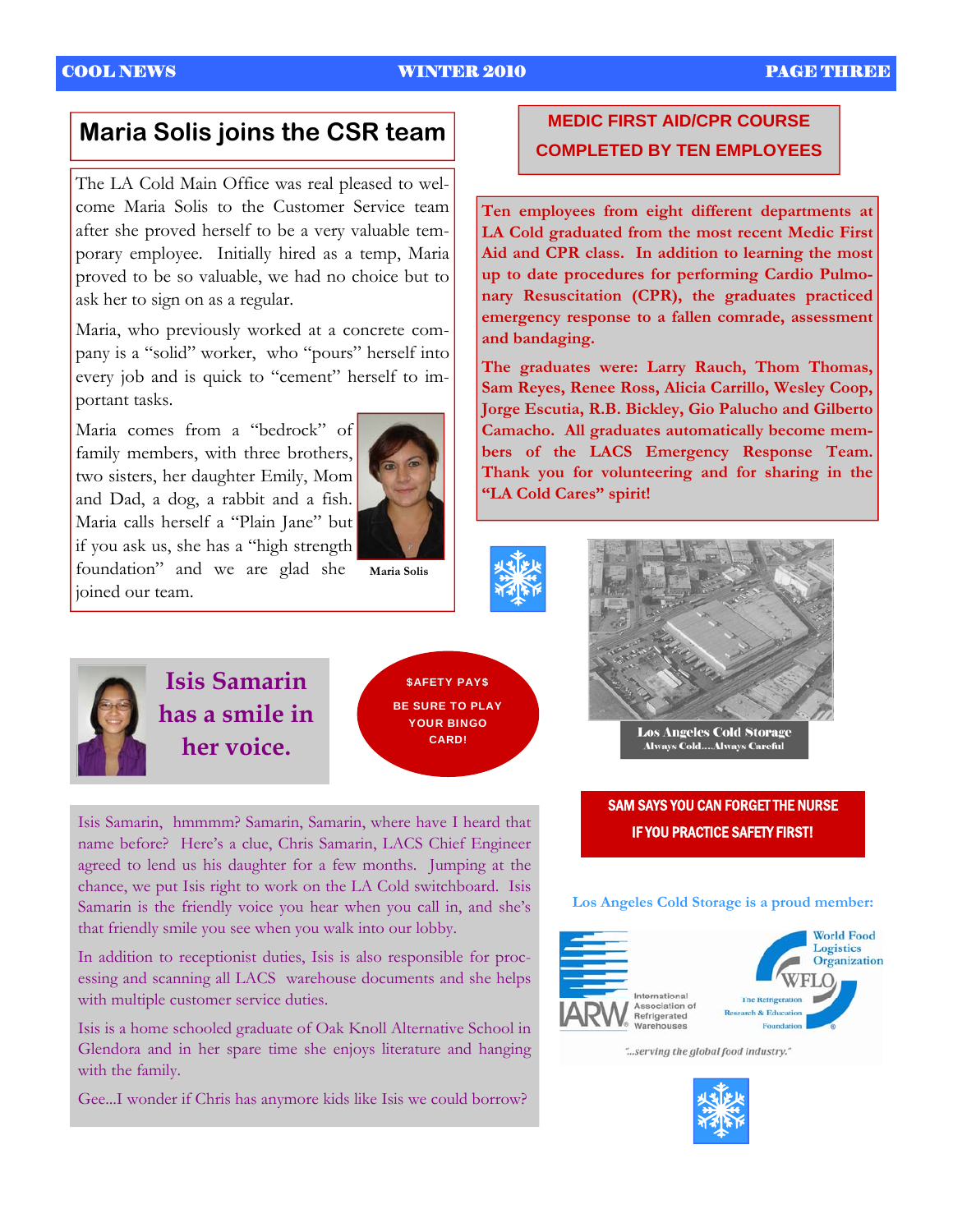## Maria Solis joins the CSR team

The LA Cold Main Office was real pleased to welcome Maria Solis to the Customer Service team after she proved herself to be a very valuable temporary employee. Initially hired as a temp, Maria proved to be so valuable, we had no choice but to ask her to sign on as a regular.

Maria, who previously worked at a concrete company is a "solid" worker, who "pours" herself into every job and is quick to "cement" herself to important tasks.

Maria comes from a "bedrock" of family members, with three brothers, two sisters, her daughter Emily, Mom and Dad, a dog, a rabbit and a fish. Maria calls herself a "Plain Jane" but if you ask us, she has a "high strength foundation" and we are glad she joined our team.

Maria Solis

## MEDIC FIRST AID/CPR COURSE COMPLETED BY TEN EMPLOYEES

**Ten employees from eight different departments at LA Cold graduated from the most recent Medic First Aid and CPR class. In addition to learning the most up to date procedures for performing Cardio Pulmonary Resuscitation (CPR), the graduates practiced emergency response to a fallen comrade, assessment and bandaging.**

**The graduates were: Larry Rauch, Thom Thomas, Sam Reyes, Renee Ross, Alicia Carrillo, Wesley Coop, Jorge Escutia, R.B. Bickley, Gio Palucho and Gilberto Camacho. All graduates automatically become members of the LACS Emergency Response Team. Thank you for volunteering and for sharing in the "LA Cold Cares" spirit!**

**Los Angeles Cold Storage**
Always Cold....Always Careful

## Isis Samarin has a smile in her voice.

**$AFETY PAY$**

**BE SURE TO PLAY YOUR BINGO CARD!**

Isis Samarin, hmmmm? Samarin, Samarin, where have I heard that name before? Here's a clue, Chris Samarin, LACS Chief Engineer agreed to lend us his daughter for a few months. Jumping at the chance, we put Isis right to work on the LA Cold switchboard. Isis Samarin is the friendly voice you hear when you call in, and she's that friendly smile you see when you walk into our lobby.

In addition to receptionist duties, Isis is also responsible for processing and scanning all LACS warehouse documents and she helps with multiple customer service duties.

Isis is a home schooled graduate of Oak Knoll Alternative School in Glendora and in her spare time she enjoys literature and hanging with the family.

Gee...I wonder if Chris has anymore kids like Isis we could borrow?

**SAM SAYS YOU CAN FORGET THE NURSE IF YOU PRACTICE SAFETY FIRST!**

Los Angeles Cold Storage is a proud member:

IARW International Association of Refrigerated Warehouses

World Food Logistics Organization WFLO The Refrigeration Research & Education Foundation

"...serving the global food industry."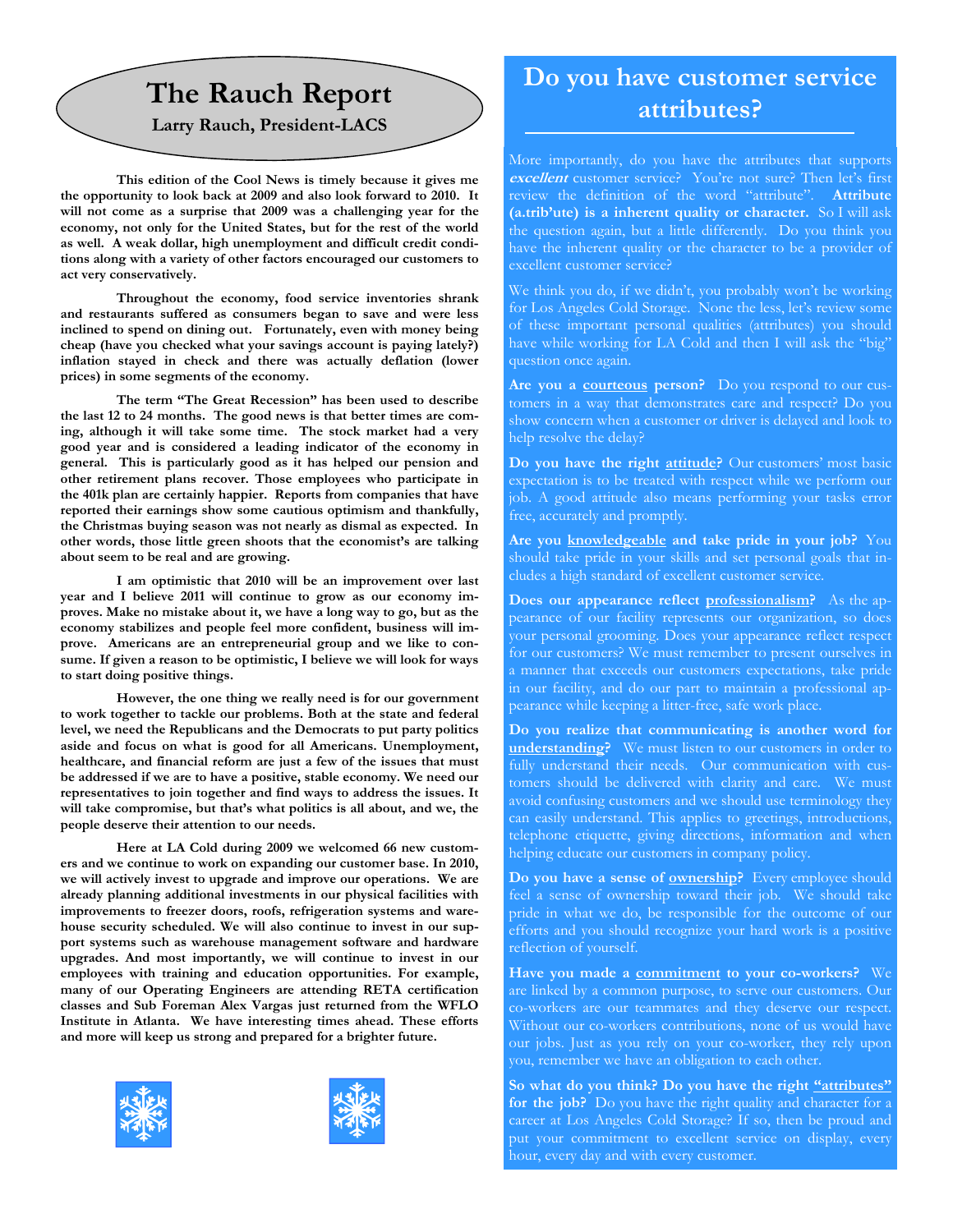# The Rauch Report

**Larry Rauch, President-LACS**

**This edition of the Cool News is timely because it gives me the opportunity to look back at 2009 and also look forward to 2010. It will not come as a surprise that 2009 was a challenging year for the economy, not only for the United States, but for the rest of the world as well. A weak dollar, high unemployment and difficult credit conditions along with a variety of other factors encouraged our customers to act very conservatively.**

**Throughout the economy, food service inventories shrank and restaurants suffered as consumers began to save and were less inclined to spend on dining out. Fortunately, even with money being cheap (have you checked what your savings account is paying lately?) inflation stayed in check and there was actually deflation (lower prices) in some segments of the economy.**

**The term "The Great Recession" has been used to describe the last 12 to 24 months. The good news is that better times are coming, although it will take some time. The stock market had a very good year and is considered a leading indicator of the economy in general. This is particularly good as it has helped our pension and other retirement plans recover. Those employees who participate in the 401k plan are certainly happier. Reports from companies that have reported their earnings show some cautious optimism and thankfully, the Christmas buying season was not nearly as dismal as expected. In other words, those little green shoots that the economist's are talking about seem to be real and are growing.**

**I am optimistic that 2010 will be an improvement over last year and I believe 2011 will continue to grow as our economy improves. Make no mistake about it, we have a long way to go, but as the economy stabilizes and people feel more confident, business will improve. Americans are an entrepreneurial group and we like to consume. If given a reason to be optimistic, I believe we will look for ways to start doing positive things.**

**However, the one thing we really need is for our government to work together to tackle our problems. Both at the state and federal level, we need the Republicans and the Democrats to put party politics aside and focus on what is good for all Americans. Unemployment, healthcare, and financial reform are just a few of the issues that must be addressed if we are to have a positive, stable economy. We need our representatives to join together and find ways to address the issues. It will take compromise, but that's what politics is all about, and we, the people deserve their attention to our needs.**

**Here at LA Cold during 2009 we welcomed 66 new customers and we continue to work on expanding our customer base. In 2010, we will actively invest to upgrade and improve our operations. We are already planning additional investments in our physical facilities with improvements to freezer doors, roofs, refrigeration systems and warehouse security scheduled. We will also continue to invest in our support systems such as warehouse management software and hardware upgrades. And most importantly, we will continue to invest in our employees with training and education opportunities. For example, many of our Operating Engineers are attending RETA certification classes and Sub Foreman Alex Vargas just returned from the WFLO Institute in Atlanta. We have interesting times ahead. These efforts and more will keep us strong and prepared for a brighter future.**

# Do you have customer service attributes?

More importantly, do you have the attributes that supports ***excellent*** customer service? You're not sure? Then let's first review the definition of the word "attribute". **Attribute (a.trib'ute) is a inherent quality or character.** So I will ask the question again, but a little differently. Do you think you have the inherent quality or the character to be a provider of excellent customer service?

We think you do, if we didn't, you probably won't be working for Los Angeles Cold Storage. None the less, let's review some of these important personal qualities (attributes) you should have while working for LA Cold and then I will ask the "big" question once again.

**Are you a <u>courteous</u> person?** Do you respond to our customers in a way that demonstrates care and respect? Do you show concern when a customer or driver is delayed and look to help resolve the delay?

**Do you have the right <u>attitude</u>?** Our customers' most basic expectation is to be treated with respect while we perform our job. A good attitude also means performing your tasks error free, accurately and promptly.

**Are you <u>knowledgeable</u> and take pride in your job?** You should take pride in your skills and set personal goals that includes a high standard of excellent customer service.

**Does our appearance reflect <u>professionalism</u>?** As the appearance of our facility represents our organization, so does your personal grooming. Does your appearance reflect respect for our customers? We must remember to present ourselves in a manner that exceeds our customers expectations, take pride in our facility, and do our part to maintain a professional appearance while keeping a litter-free, safe work place.

**Do you realize that communicating is another word for <u>understanding</u>?** We must listen to our customers in order to fully understand their needs. Our communication with customers should be delivered with clarity and care. We must avoid confusing customers and we should use terminology they can easily understand. This applies to greetings, introductions, telephone etiquette, giving directions, information and when helping educate our customers in company policy.

**Do you have a sense of <u>ownership</u>?** Every employee should feel a sense of ownership toward their job. We should take pride in what we do, be responsible for the outcome of our efforts and you should recognize your hard work is a positive reflection of yourself.

**Have you made a <u>commitment</u> to your co-workers?** We are linked by a common purpose, to serve our customers. Our co-workers are our teammates and they deserve our respect. Without our co-workers contributions, none of us would have our jobs. Just as you rely on your co-worker, they rely upon you, remember we have an obligation to each other.

**So what do you think? Do you have the right <u>"attributes"</u> for the job?** Do you have the right quality and character for a career at Los Angeles Cold Storage? If so, then be proud and put your commitment to excellent service on display, every hour, every day and with every customer.